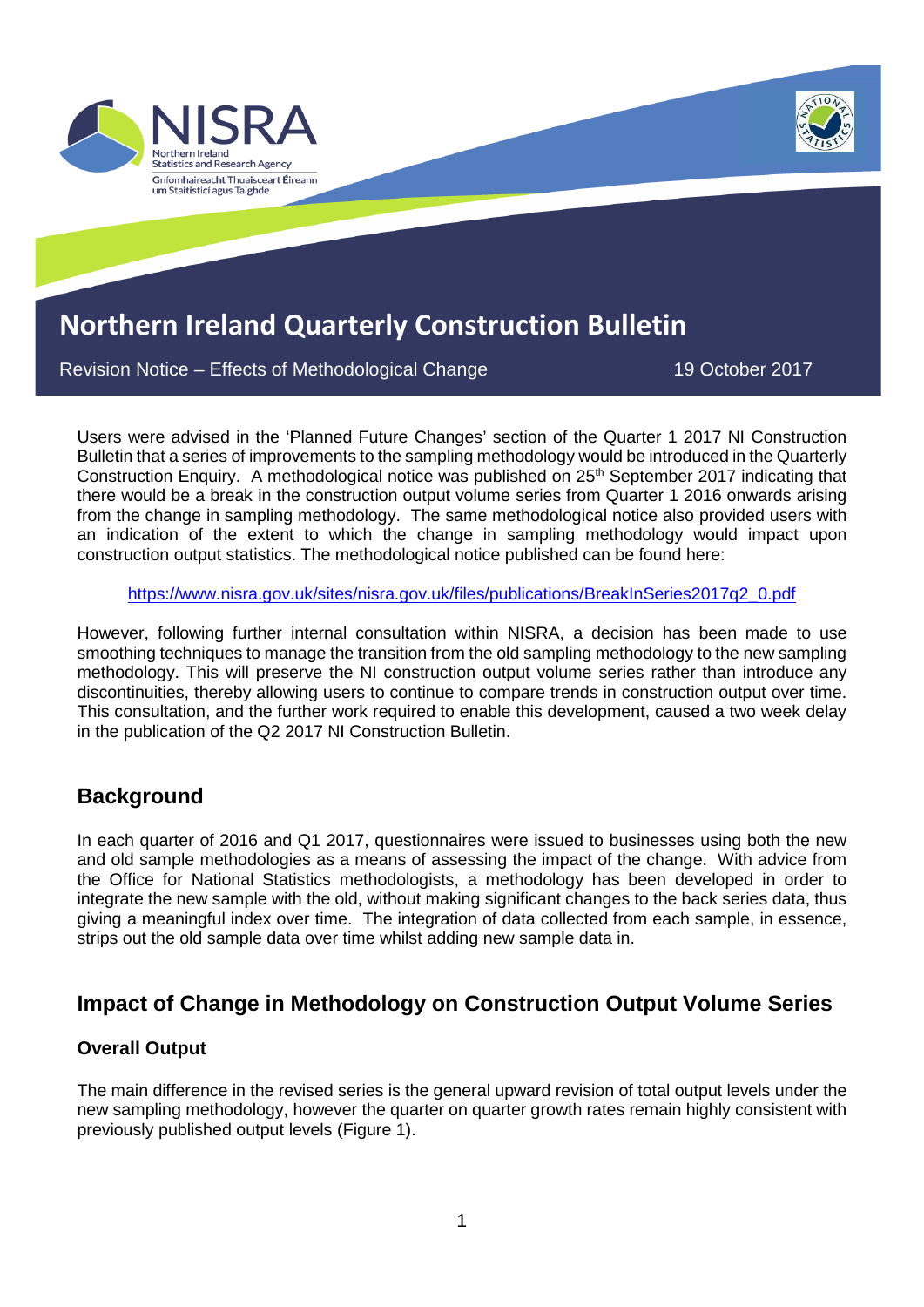# Northern Ireland Quarterly Construction Bulletin

Revision Notice – Effects of Methodological Change

19 October 2017

Users were advised in the 'Planned Future Changes' section of the Quarter 1 2017 NI Construction Bulletin that a series of improvements to the sampling methodology would be introduced in the Quarterly Construction Enquiry. A methodological notice was published on 25th September 2017 indicating that there would be a break in the construction output volume series from Quarter 1 2016 onwards arising from the change in sampling methodology. The same methodological notice also provided users with an indication of the extent to which the change in sampling methodology would impact upon construction output statistics. The methodological notice published can be found here:

https://www.nisra.gov.uk/sites/nisra.gov.uk/files/publications/BreakInSeries2017q2_0.pdf

However, following further internal consultation within NISRA, a decision has been made to use smoothing techniques to manage the transition from the old sampling methodology to the new sampling methodology. This will preserve the NI construction output volume series rather than introduce any discontinuities, thereby allowing users to continue to compare trends in construction output over time. This consultation, and the further work required to enable this development, caused a two week delay in the publication of the Q2 2017 NI Construction Bulletin.

## Background

In each quarter of 2016 and Q1 2017, questionnaires were issued to businesses using both the new and old sample methodologies as a means of assessing the impact of the change. With advice from the Office for National Statistics methodologists, a methodology has been developed in order to integrate the new sample with the old, without making significant changes to the back series data, thus giving a meaningful index over time. The integration of data collected from each sample, in essence, strips out the old sample data over time whilst adding new sample data in.

## Impact of Change in Methodology on Construction Output Volume Series

### Overall Output

The main difference in the revised series is the general upward revision of total output levels under the new sampling methodology, however the quarter on quarter growth rates remain highly consistent with previously published output levels (Figure 1).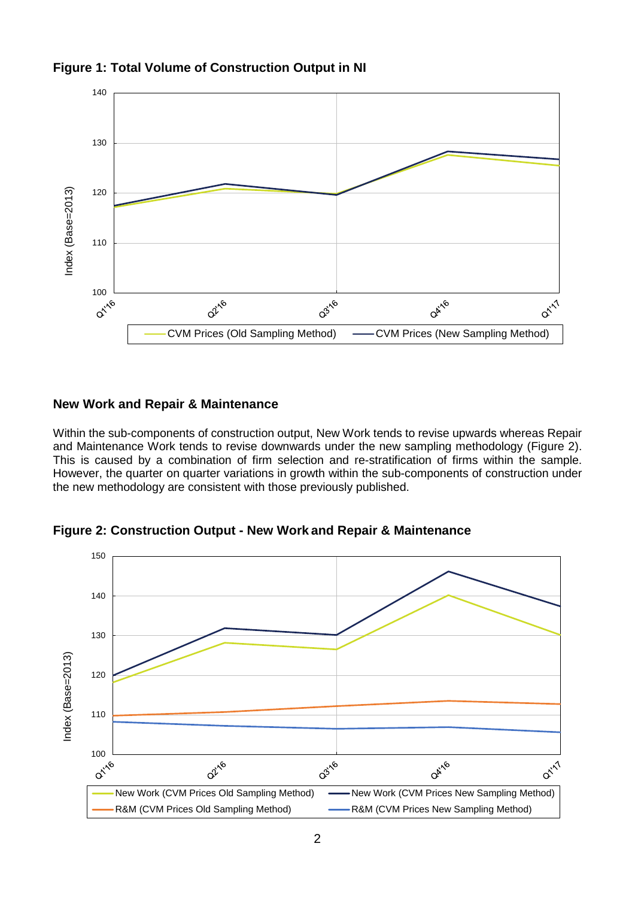**Figure 1: Total Volume of Construction Output in NI**

## New Work and Repair & Maintenance

Within the sub-components of construction output, New Work tends to revise upwards whereas Repair and Maintenance Work tends to revise downwards under the new sampling methodology (Figure 2). This is caused by a combination of firm selection and re-stratification of firms within the sample. However, the quarter on quarter variations in growth within the sub-components of construction under the new methodology are consistent with those previously published.

**Figure 2: Construction Output - New Work and Repair & Maintenance**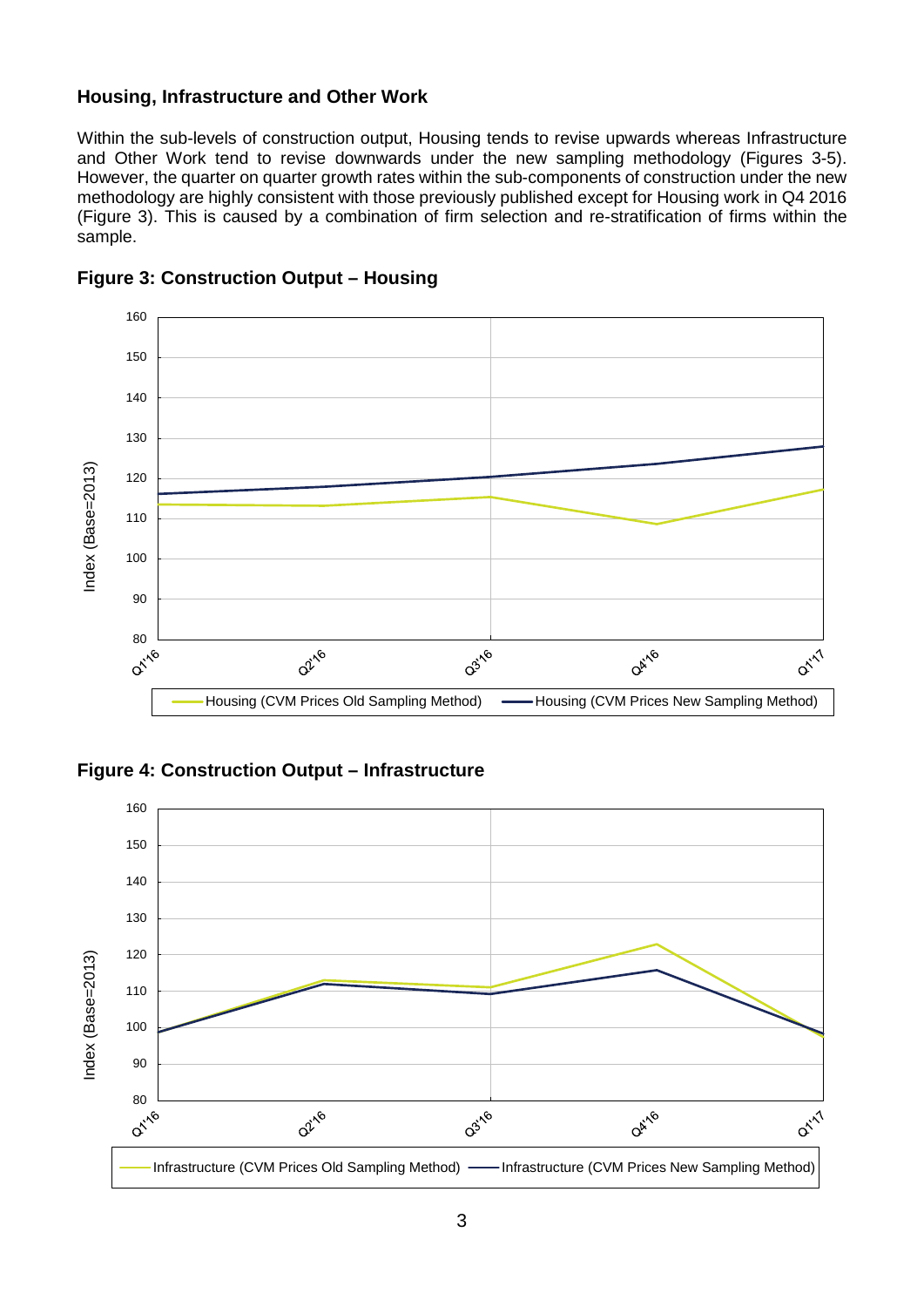## Housing, Infrastructure and Other Work

Within the sub-levels of construction output, Housing tends to revise upwards whereas Infrastructure and Other Work tend to revise downwards under the new sampling methodology (Figures 3-5). However, the quarter on quarter growth rates within the sub-components of construction under the new methodology are highly consistent with those previously published except for Housing work in Q4 2016 (Figure 3). This is caused by a combination of firm selection and re-stratification of firms within the sample.

**Figure 3: Construction Output – Housing**

**Figure 4: Construction Output – Infrastructure**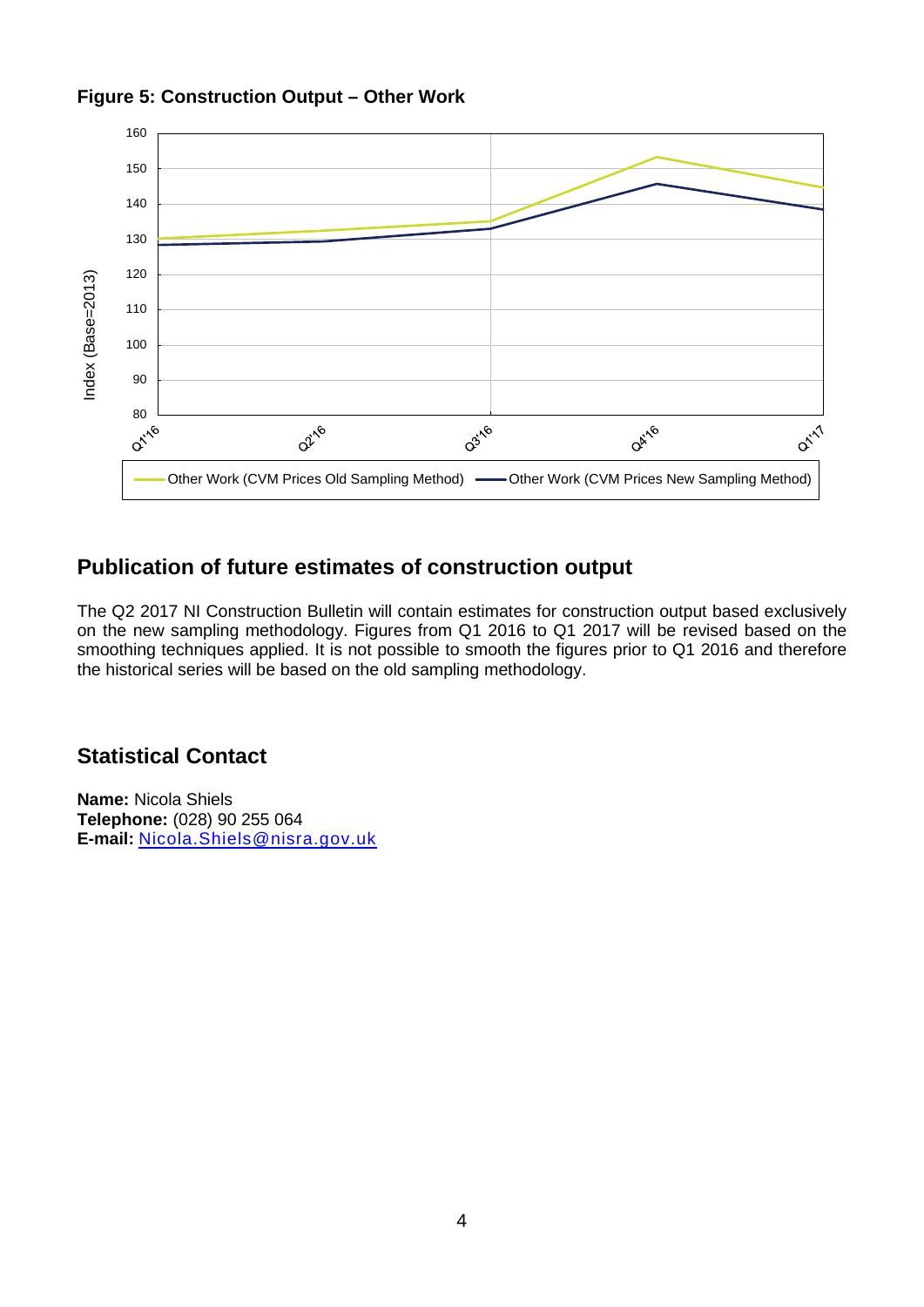**Figure 5: Construction Output – Other Work**

Index (Base=2013)

160
150
140
130
120
110
100
90
80

Q1'16
Q2'16
Q3'16
Q4'16
Q1'17

Other Work (CVM Prices Old Sampling Method)
Other Work (CVM Prices New Sampling Method)

## Publication of future estimates of construction output

The Q2 2017 NI Construction Bulletin will contain estimates for construction output based exclusively on the new sampling methodology. Figures from Q1 2016 to Q1 2017 will be revised based on the smoothing techniques applied. It is not possible to smooth the figures prior to Q1 2016 and therefore the historical series will be based on the old sampling methodology.

## Statistical Contact

**Name:** Nicola Shiels
**Telephone:** (028) 90 255 064
**E-mail:** Nicola.Shiels@nisra.gov.uk